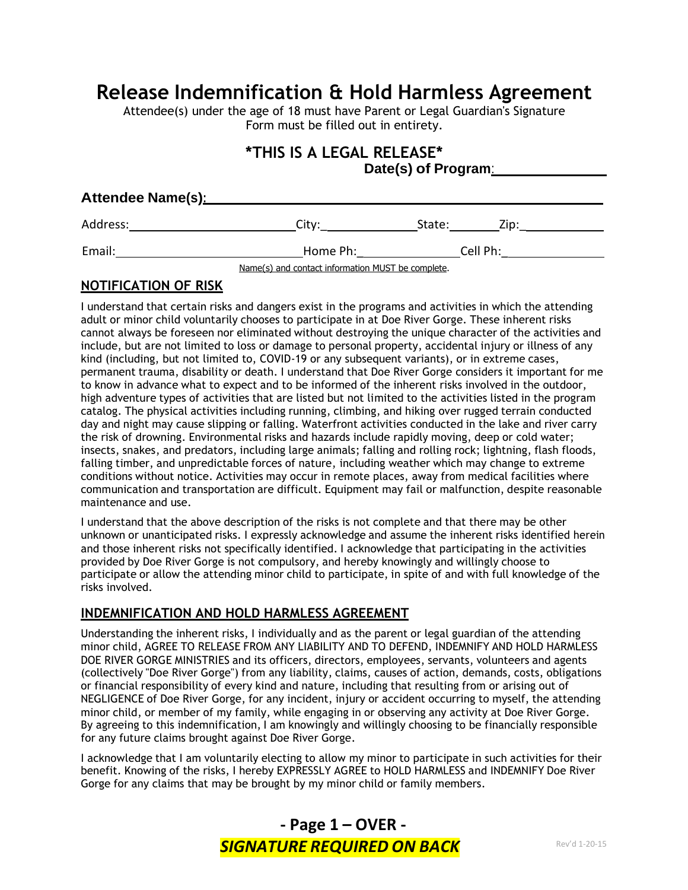# Release Indemnification & Hold Harmless Agreement

Attendee(s) under the age of 18 must have Parent or Legal Guardian's Signature
Form must be filled out in entirety.

## *THIS IS A LEGAL RELEASE*

**Date(s) of Program**: ______________

**Attendee Name(s)**: ______________________________________________

Address: ________________________ City: ______________ State: ________ Zip: ____________

Email: ____________________________ Home Ph: ________________ Cell Ph: ________________

Name(s) and contact information MUST be complete.

## NOTIFICATION OF RISK

I understand that certain risks and dangers exist in the programs and activities in which the attending adult or minor child voluntarily chooses to participate in at Doe River Gorge. These inherent risks cannot always be foreseen nor eliminated without destroying the unique character of the activities and include, but are not limited to loss or damage to personal property, accidental injury or illness of any kind (including, but not limited to, COVID-19 or any subsequent variants), or in extreme cases, permanent trauma, disability or death. I understand that Doe River Gorge considers it important for me to know in advance what to expect and to be informed of the inherent risks involved in the outdoor, high adventure types of activities that are listed but not limited to the activities listed in the program catalog. The physical activities including running, climbing, and hiking over rugged terrain conducted day and night may cause slipping or falling. Waterfront activities conducted in the lake and river carry the risk of drowning. Environmental risks and hazards include rapidly moving, deep or cold water; insects, snakes, and predators, including large animals; falling and rolling rock; lightning, flash floods, falling timber, and unpredictable forces of nature, including weather which may change to extreme conditions without notice. Activities may occur in remote places, away from medical facilities where communication and transportation are difficult. Equipment may fail or malfunction, despite reasonable maintenance and use.

I understand that the above description of the risks is not complete and that there may be other unknown or unanticipated risks. I expressly acknowledge and assume the inherent risks identified herein and those inherent risks not specifically identified. I acknowledge that participating in the activities provided by Doe River Gorge is not compulsory, and hereby knowingly and willingly choose to participate or allow the attending minor child to participate, in spite of and with full knowledge of the risks involved.

## INDEMNIFICATION AND HOLD HARMLESS AGREEMENT

Understanding the inherent risks, I individually and as the parent or legal guardian of the attending minor child, AGREE TO RELEASE FROM ANY LIABILITY AND TO DEFEND, INDEMNIFY AND HOLD HARMLESS DOE RIVER GORGE MINISTRIES and its officers, directors, employees, servants, volunteers and agents (collectively "Doe River Gorge") from any liability, claims, causes of action, demands, costs, obligations or financial responsibility of every kind and nature, including that resulting from or arising out of NEGLIGENCE of Doe River Gorge, for any incident, injury or accident occurring to myself, the attending minor child, or member of my family, while engaging in or observing any activity at Doe River Gorge. By agreeing to this indemnification, I am knowingly and willingly choosing to be financially responsible for any future claims brought against Doe River Gorge.

I acknowledge that I am voluntarily electing to allow my minor to participate in such activities for their benefit. Knowing of the risks, I hereby EXPRESSLY AGREE to HOLD HARMLESS and INDEMNIFY Doe River Gorge for any claims that may be brought by my minor child or family members.

**- Page 1 – OVER -**

***SIGNATURE REQUIRED ON BACK***

Rev'd 1-20-15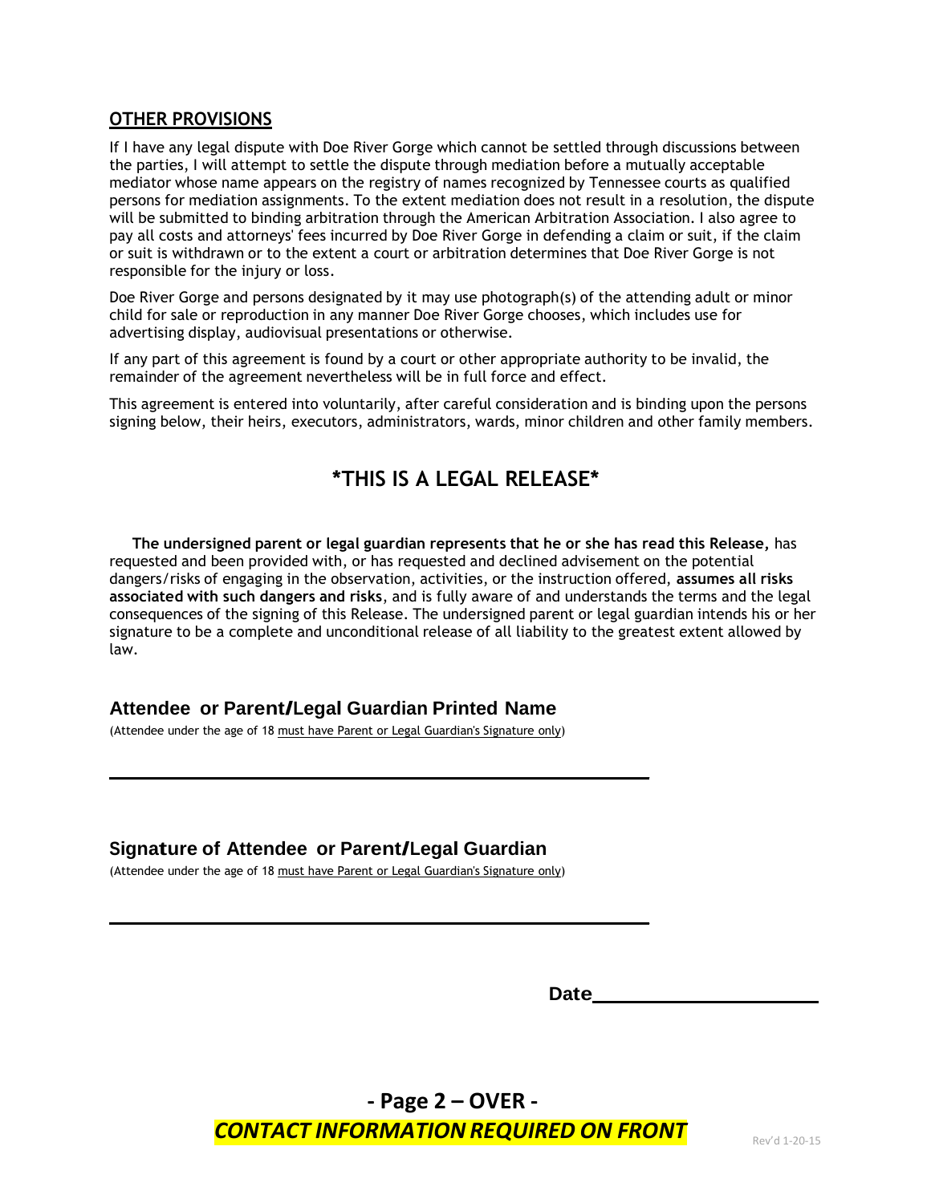## OTHER PROVISIONS

If I have any legal dispute with Doe River Gorge which cannot be settled through discussions between the parties, I will attempt to settle the dispute through mediation before a mutually acceptable mediator whose name appears on the registry of names recognized by Tennessee courts as qualified persons for mediation assignments. To the extent mediation does not result in a resolution, the dispute will be submitted to binding arbitration through the American Arbitration Association. I also agree to pay all costs and attorneys' fees incurred by Doe River Gorge in defending a claim or suit, if the claim or suit is withdrawn or to the extent a court or arbitration determines that Doe River Gorge is not responsible for the injury or loss.

Doe River Gorge and persons designated by it may use photograph(s) of the attending adult or minor child for sale or reproduction in any manner Doe River Gorge chooses, which includes use for advertising display, audiovisual presentations or otherwise.

If any part of this agreement is found by a court or other appropriate authority to be invalid, the remainder of the agreement nevertheless will be in full force and effect.

This agreement is entered into voluntarily, after careful consideration and is binding upon the persons signing below, their heirs, executors, administrators, wards, minor children and other family members.

## *THIS IS A LEGAL RELEASE*

**The undersigned parent or legal guardian represents that he or she has read this Release,** has requested and been provided with, or has requested and declined advisement on the potential dangers/risks of engaging in the observation, activities, or the instruction offered, **assumes all risks associated with such dangers and risks**, and is fully aware of and understands the terms and the legal consequences of the signing of this Release. The undersigned parent or legal guardian intends his or her signature to be a complete and unconditional release of all liability to the greatest extent allowed by law.

### Attendee or Parent/Legal Guardian Printed Name

(Attendee under the age of 18 must have Parent or Legal Guardian's Signature only)

\_\_\_\_\_\_\_\_\_\_\_\_\_\_\_\_\_\_\_\_\_\_\_\_\_\_\_\_\_\_\_\_\_\_\_\_\_\_\_\_\_\_\_\_\_\_\_\_

### Signature of Attendee or Parent/Legal Guardian

(Attendee under the age of 18 must have Parent or Legal Guardian's Signature only)

\_\_\_\_\_\_\_\_\_\_\_\_\_\_\_\_\_\_\_\_\_\_\_\_\_\_\_\_\_\_\_\_\_\_\_\_\_\_\_\_\_\_\_\_\_\_\_\_

**Date**\_\_\_\_\_\_\_\_\_\_\_\_\_\_\_\_\_\_\_\_

**- Page 2 – OVER -**

***CONTACT INFORMATION REQUIRED ON FRONT***

Rev'd 1-20-15